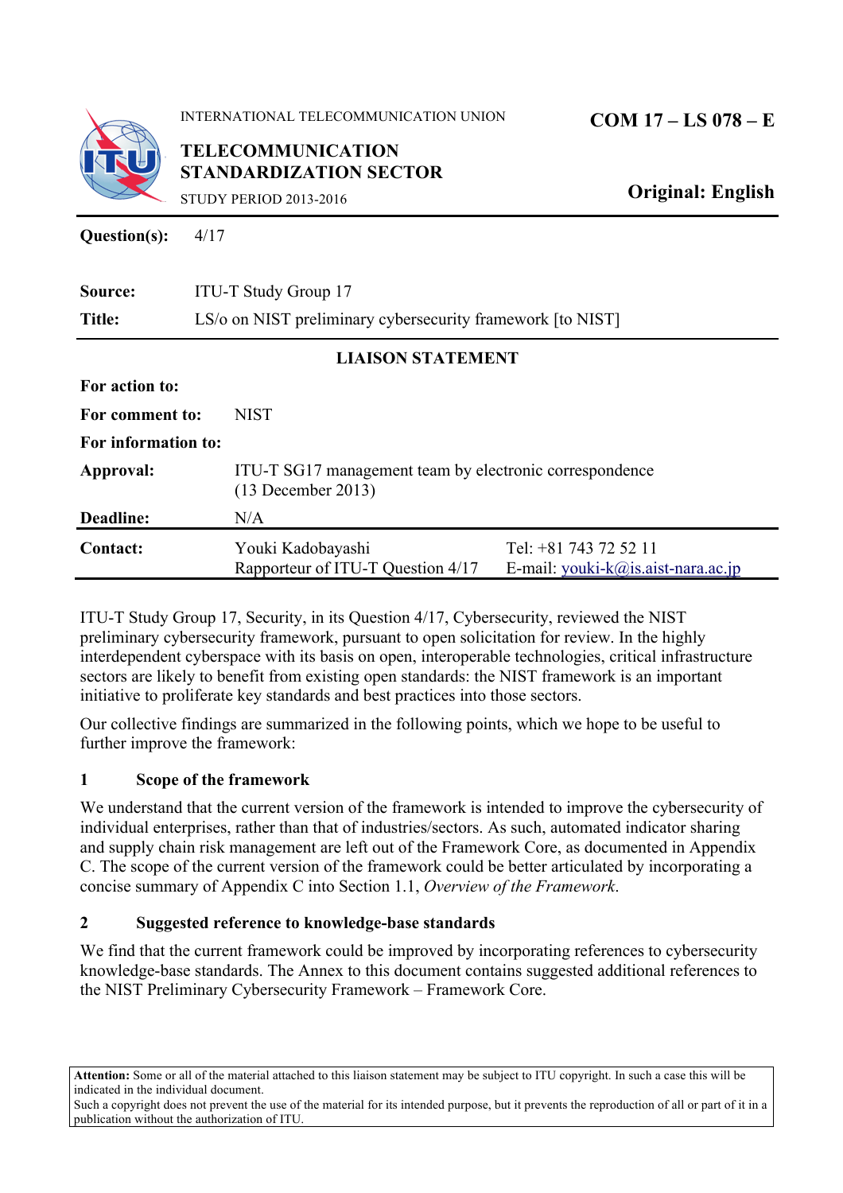INTERNATIONAL TELECOMMUNICATION UNION

**TELECOMMUNICATION STANDARDIZATION SECTOR**

STUDY PERIOD 2013-2016

**COM 17 – LS 078 – E**

**Original: English**

| | |
|---|---|
| **Question(s):** | 4/17 |
| **Source:** | ITU-T Study Group 17 |
| **Title:** | LS/o on NIST preliminary cybersecurity framework [to NIST] |

**LIAISON STATEMENT**

| | | |
|---|---|---|
| **For action to:** | | |
| **For comment to:** | NIST | |
| **For information to:** | | |
| **Approval:** | ITU-T SG17 management team by electronic correspondence (13 December 2013) | |
| **Deadline:** | N/A | |
| **Contact:** | Youki Kadobayashi<br>Rapporteur of ITU-T Question 4/17 | Tel: +81 743 72 52 11<br>E-mail: youki-k@is.aist-nara.ac.jp |

ITU-T Study Group 17, Security, in its Question 4/17, Cybersecurity, reviewed the NIST preliminary cybersecurity framework, pursuant to open solicitation for review. In the highly interdependent cyberspace with its basis on open, interoperable technologies, critical infrastructure sectors are likely to benefit from existing open standards: the NIST framework is an important initiative to proliferate key standards and best practices into those sectors.

Our collective findings are summarized in the following points, which we hope to be useful to further improve the framework:

## 1 Scope of the framework

We understand that the current version of the framework is intended to improve the cybersecurity of individual enterprises, rather than that of industries/sectors. As such, automated indicator sharing and supply chain risk management are left out of the Framework Core, as documented in Appendix C. The scope of the current version of the framework could be better articulated by incorporating a concise summary of Appendix C into Section 1.1, *Overview of the Framework*.

## 2 Suggested reference to knowledge-base standards

We find that the current framework could be improved by incorporating references to cybersecurity knowledge-base standards. The Annex to this document contains suggested additional references to the NIST Preliminary Cybersecurity Framework – Framework Core.

**Attention:** Some or all of the material attached to this liaison statement may be subject to ITU copyright. In such a case this will be indicated in the individual document.
Such a copyright does not prevent the use of the material for its intended purpose, but it prevents the reproduction of all or part of it in a publication without the authorization of ITU.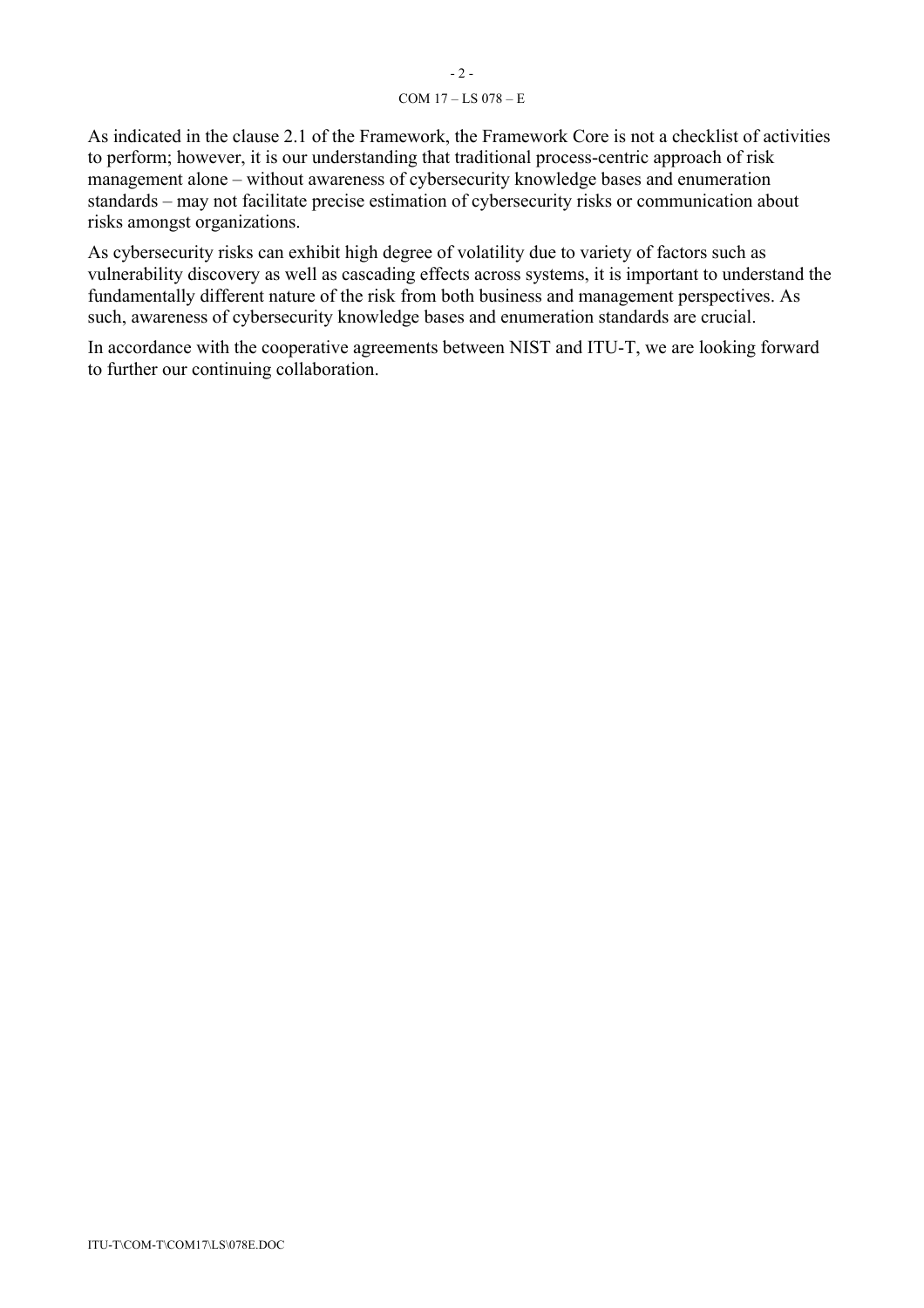As indicated in the clause 2.1 of the Framework, the Framework Core is not a checklist of activities to perform; however, it is our understanding that traditional process-centric approach of risk management alone – without awareness of cybersecurity knowledge bases and enumeration standards – may not facilitate precise estimation of cybersecurity risks or communication about risks amongst organizations.

As cybersecurity risks can exhibit high degree of volatility due to variety of factors such as vulnerability discovery as well as cascading effects across systems, it is important to understand the fundamentally different nature of the risk from both business and management perspectives. As such, awareness of cybersecurity knowledge bases and enumeration standards are crucial.

In accordance with the cooperative agreements between NIST and ITU-T, we are looking forward to further our continuing collaboration.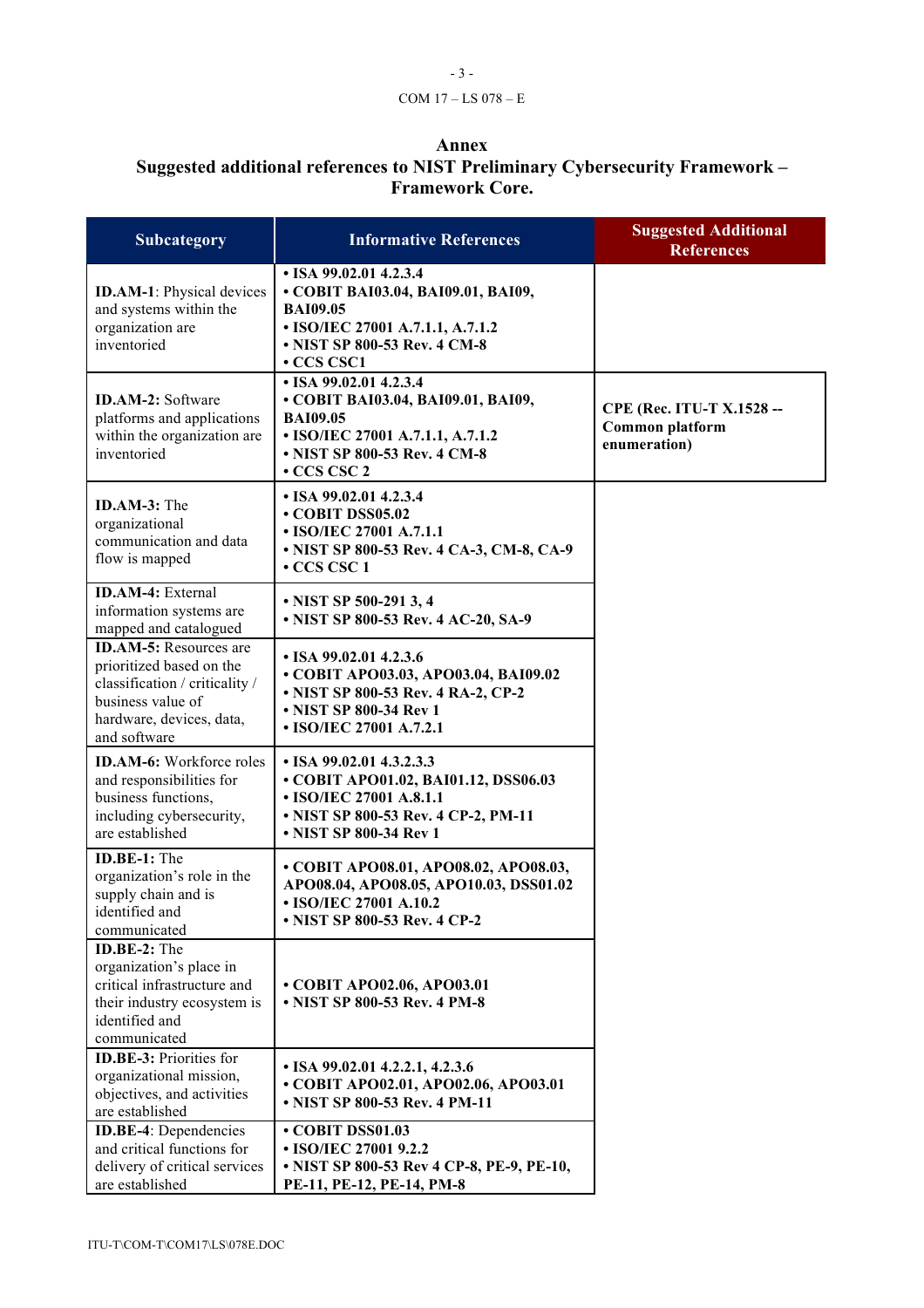# Annex

## Suggested additional references to NIST Preliminary Cybersecurity Framework – Framework Core.

| Subcategory | Informative References | Suggested Additional References |
|---|---|---|
| **ID.AM-1**: Physical devices and systems within the organization are inventoried | • ISA 99.02.01 4.2.3.4<br>• COBIT BAI03.04, BAI09.01, BAI09, BAI09.05<br>• ISO/IEC 27001 A.7.1.1, A.7.1.2<br>• NIST SP 800-53 Rev. 4 CM-8<br>• CCS CSC1 | |
| **ID.AM-2:** Software platforms and applications within the organization are inventoried | • ISA 99.02.01 4.2.3.4<br>• COBIT BAI03.04, BAI09.01, BAI09, BAI09.05<br>• ISO/IEC 27001 A.7.1.1, A.7.1.2<br>• NIST SP 800-53 Rev. 4 CM-8<br>• CCS CSC 2 | **CPE (Rec. ITU-T X.1528 -- Common platform enumeration)** |
| **ID.AM-3:** The organizational communication and data flow is mapped | • ISA 99.02.01 4.2.3.4<br>• COBIT DSS05.02<br>• ISO/IEC 27001 A.7.1.1<br>• NIST SP 800-53 Rev. 4 CA-3, CM-8, CA-9<br>• CCS CSC 1 | |
| **ID.AM-4:** External information systems are mapped and catalogued | • NIST SP 500-291 3, 4<br>• NIST SP 800-53 Rev. 4 AC-20, SA-9 | |
| **ID.AM-5:** Resources are prioritized based on the classification / criticality / business value of hardware, devices, data, and software | • ISA 99.02.01 4.2.3.6<br>• COBIT APO03.03, APO03.04, BAI09.02<br>• NIST SP 800-53 Rev. 4 RA-2, CP-2<br>• NIST SP 800-34 Rev 1<br>• ISO/IEC 27001 A.7.2.1 | |
| **ID.AM-6:** Workforce roles and responsibilities for business functions, including cybersecurity, are established | • ISA 99.02.01 4.3.2.3.3<br>• COBIT APO01.02, BAI01.12, DSS06.03<br>• ISO/IEC 27001 A.8.1.1<br>• NIST SP 800-53 Rev. 4 CP-2, PM-11<br>• NIST SP 800-34 Rev 1 | |
| **ID.BE-1:** The organization's role in the supply chain and is identified and communicated | • COBIT APO08.01, APO08.02, APO08.03, APO08.04, APO08.05, APO10.03, DSS01.02<br>• ISO/IEC 27001 A.10.2<br>• NIST SP 800-53 Rev. 4 CP-2 | |
| **ID.BE-2:** The organization's place in critical infrastructure and their industry ecosystem is identified and communicated | • COBIT APO02.06, APO03.01<br>• NIST SP 800-53 Rev. 4 PM-8 | |
| **ID.BE-3:** Priorities for organizational mission, objectives, and activities are established | • ISA 99.02.01 4.2.2.1, 4.2.3.6<br>• COBIT APO02.01, APO02.06, APO03.01<br>• NIST SP 800-53 Rev. 4 PM-11 | |
| **ID.BE-4**: Dependencies and critical functions for delivery of critical services are established | • COBIT DSS01.03<br>• ISO/IEC 27001 9.2.2<br>• NIST SP 800-53 Rev 4 CP-8, PE-9, PE-10, PE-11, PE-12, PE-14, PM-8 | |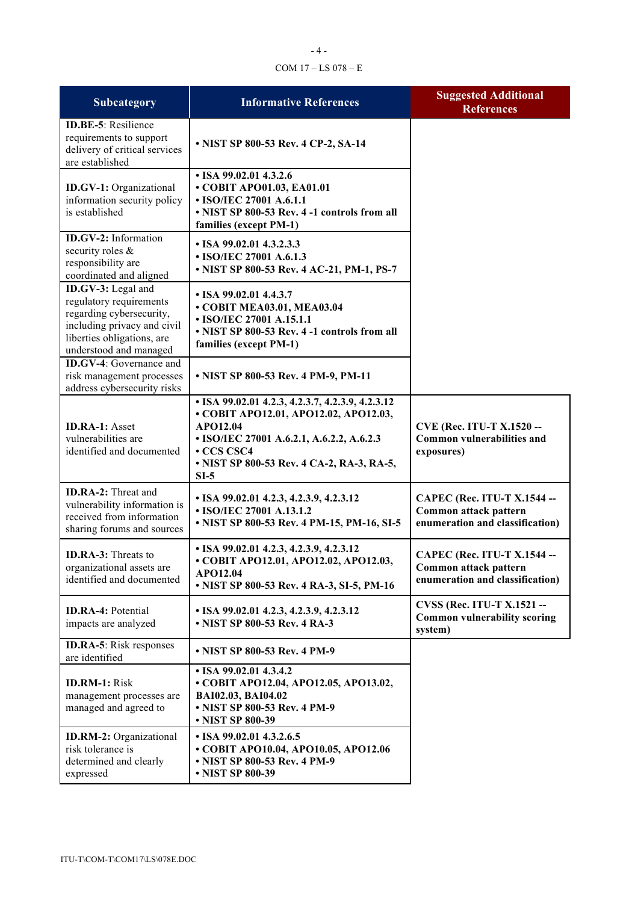| Subcategory | Informative References | Suggested Additional References |
|---|---|---|
| **ID.BE-5**: Resilience requirements to support delivery of critical services are established | • **NIST SP 800-53 Rev. 4 CP-2, SA-14** | |
| **ID.GV-1:** Organizational information security policy is established | • **ISA 99.02.01 4.3.2.6**<br>• **COBIT APO01.03, EA01.01**<br>• **ISO/IEC 27001 A.6.1.1**<br>• **NIST SP 800-53 Rev. 4 -1 controls from all families (except PM-1)** | |
| **ID.GV-2:** Information security roles & responsibility are coordinated and aligned | • **ISA 99.02.01 4.3.2.3.3**<br>• **ISO/IEC 27001 A.6.1.3**<br>• **NIST SP 800-53 Rev. 4 AC-21, PM-1, PS-7** | |
| **ID.GV-3:** Legal and regulatory requirements regarding cybersecurity, including privacy and civil liberties obligations, are understood and managed | • **ISA 99.02.01 4.4.3.7**<br>• **COBIT MEA03.01, MEA03.04**<br>• **ISO/IEC 27001 A.15.1.1**<br>• **NIST SP 800-53 Rev. 4 -1 controls from all families (except PM-1)** | |
| **ID.GV-4**: Governance and risk management processes address cybersecurity risks | • **NIST SP 800-53 Rev. 4 PM-9, PM-11** | |
| **ID.RA-1:** Asset vulnerabilities are identified and documented | • **ISA 99.02.01 4.2.3, 4.2.3.7, 4.2.3.9, 4.2.3.12**<br>• **COBIT APO12.01, APO12.02, APO12.03, APO12.04**<br>• **ISO/IEC 27001 A.6.2.1, A.6.2.2, A.6.2.3**<br>• **CCS CSC4**<br>• **NIST SP 800-53 Rev. 4 CA-2, RA-3, RA-5, SI-5** | **CVE (Rec. ITU-T X.1520 -- Common vulnerabilities and exposures)** |
| **ID.RA-2:** Threat and vulnerability information is received from information sharing forums and sources | • **ISA 99.02.01 4.2.3, 4.2.3.9, 4.2.3.12**<br>• **ISO/IEC 27001 A.13.1.2**<br>• **NIST SP 800-53 Rev. 4 PM-15, PM-16, SI-5** | **CAPEC (Rec. ITU-T X.1544 -- Common attack pattern enumeration and classification)** |
| **ID.RA-3:** Threats to organizational assets are identified and documented | • **ISA 99.02.01 4.2.3, 4.2.3.9, 4.2.3.12**<br>• **COBIT APO12.01, APO12.02, APO12.03, APO12.04**<br>• **NIST SP 800-53 Rev. 4 RA-3, SI-5, PM-16** | **CAPEC (Rec. ITU-T X.1544 -- Common attack pattern enumeration and classification)** |
| **ID.RA-4:** Potential impacts are analyzed | • **ISA 99.02.01 4.2.3, 4.2.3.9, 4.2.3.12**<br>• **NIST SP 800-53 Rev. 4 RA-3** | **CVSS (Rec. ITU-T X.1521 -- Common vulnerability scoring system)** |
| **ID.RA-5**: Risk responses are identified | • **NIST SP 800-53 Rev. 4 PM-9** | |
| **ID.RM-1:** Risk management processes are managed and agreed to | • **ISA 99.02.01 4.3.4.2**<br>• **COBIT APO12.04, APO12.05, APO13.02, BAI02.03, BAI04.02**<br>• **NIST SP 800-53 Rev. 4 PM-9**<br>• **NIST SP 800-39** | |
| **ID.RM-2:** Organizational risk tolerance is determined and clearly expressed | • **ISA 99.02.01 4.3.2.6.5**<br>• **COBIT APO10.04, APO10.05, APO12.06**<br>• **NIST SP 800-53 Rev. 4 PM-9**<br>• **NIST SP 800-39** | |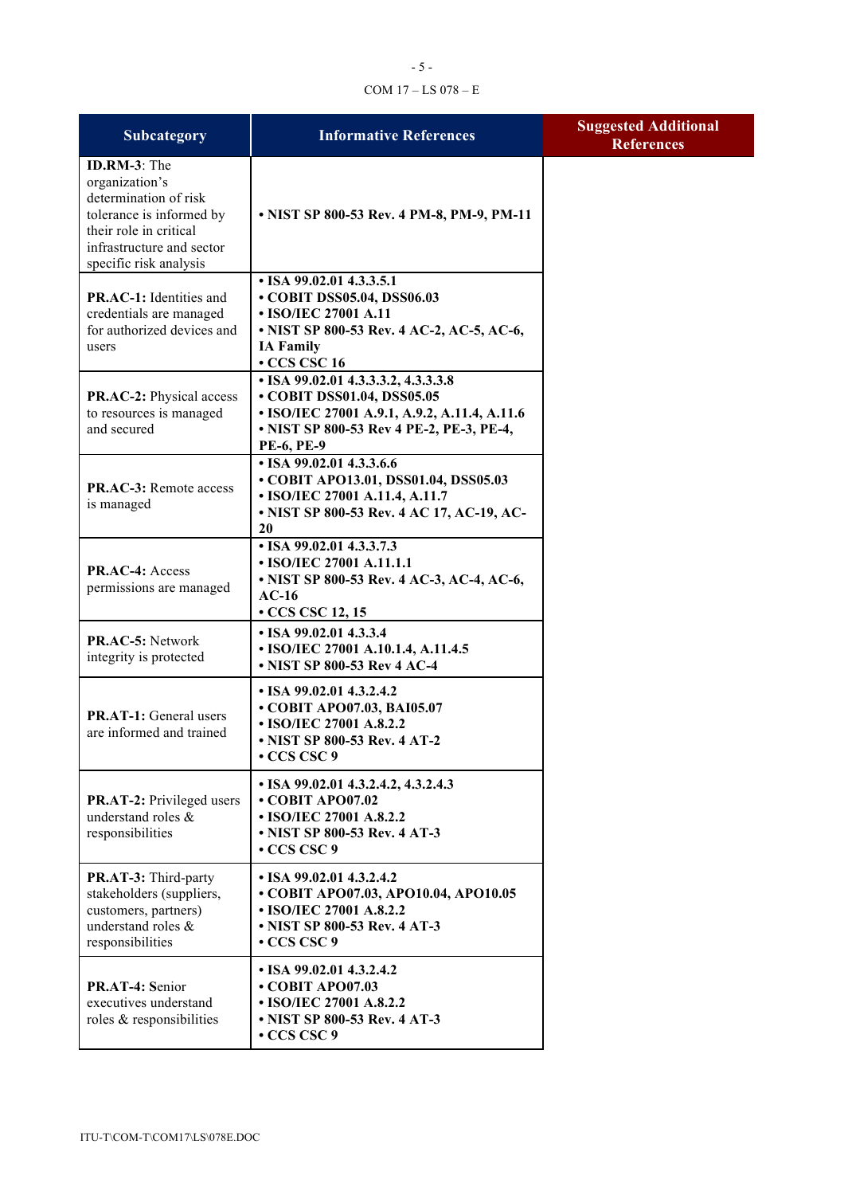| Subcategory | Informative References | Suggested Additional References |
|---|---|---|
| **ID.RM-3**: The organization's determination of risk tolerance is informed by their role in critical infrastructure and sector specific risk analysis | • **NIST SP 800-53 Rev. 4 PM-8, PM-9, PM-11** | |
| **PR.AC-1:** Identities and credentials are managed for authorized devices and users | • **ISA 99.02.01 4.3.3.5.1**<br>• **COBIT DSS05.04, DSS06.03**<br>• **ISO/IEC 27001 A.11**<br>• **NIST SP 800-53 Rev. 4 AC-2, AC-5, AC-6, IA Family**<br>• **CCS CSC 16** | |
| **PR.AC-2:** Physical access to resources is managed and secured | • **ISA 99.02.01 4.3.3.3.2, 4.3.3.3.8**<br>• **COBIT DSS01.04, DSS05.05**<br>• **ISO/IEC 27001 A.9.1, A.9.2, A.11.4, A.11.6**<br>• **NIST SP 800-53 Rev 4 PE-2, PE-3, PE-4, PE-6, PE-9** | |
| **PR.AC-3:** Remote access is managed | • **ISA 99.02.01 4.3.3.6.6**<br>• **COBIT APO13.01, DSS01.04, DSS05.03**<br>• **ISO/IEC 27001 A.11.4, A.11.7**<br>• **NIST SP 800-53 Rev. 4 AC 17, AC-19, AC-20** | |
| **PR.AC-4:** Access permissions are managed | • **ISA 99.02.01 4.3.3.7.3**<br>• **ISO/IEC 27001 A.11.1.1**<br>• **NIST SP 800-53 Rev. 4 AC-3, AC-4, AC-6, AC-16**<br>• **CCS CSC 12, 15** | |
| **PR.AC-5:** Network integrity is protected | • **ISA 99.02.01 4.3.3.4**<br>• **ISO/IEC 27001 A.10.1.4, A.11.4.5**<br>• **NIST SP 800-53 Rev 4 AC-4** | |
| **PR.AT-1:** General users are informed and trained | • **ISA 99.02.01 4.3.2.4.2**<br>• **COBIT APO07.03, BAI05.07**<br>• **ISO/IEC 27001 A.8.2.2**<br>• **NIST SP 800-53 Rev. 4 AT-2**<br>• **CCS CSC 9** | |
| **PR.AT-2:** Privileged users understand roles & responsibilities | • **ISA 99.02.01 4.3.2.4.2, 4.3.2.4.3**<br>• **COBIT APO07.02**<br>• **ISO/IEC 27001 A.8.2.2**<br>• **NIST SP 800-53 Rev. 4 AT-3**<br>• **CCS CSC 9** | |
| **PR.AT-3:** Third-party stakeholders (suppliers, customers, partners) understand roles & responsibilities | • **ISA 99.02.01 4.3.2.4.2**<br>• **COBIT APO07.03, APO10.04, APO10.05**<br>• **ISO/IEC 27001 A.8.2.2**<br>• **NIST SP 800-53 Rev. 4 AT-3**<br>• **CCS CSC 9** | |
| **PR.AT-4:** Senior executives understand roles & responsibilities | • **ISA 99.02.01 4.3.2.4.2**<br>• **COBIT APO07.03**<br>• **ISO/IEC 27001 A.8.2.2**<br>• **NIST SP 800-53 Rev. 4 AT-3**<br>• **CCS CSC 9** | |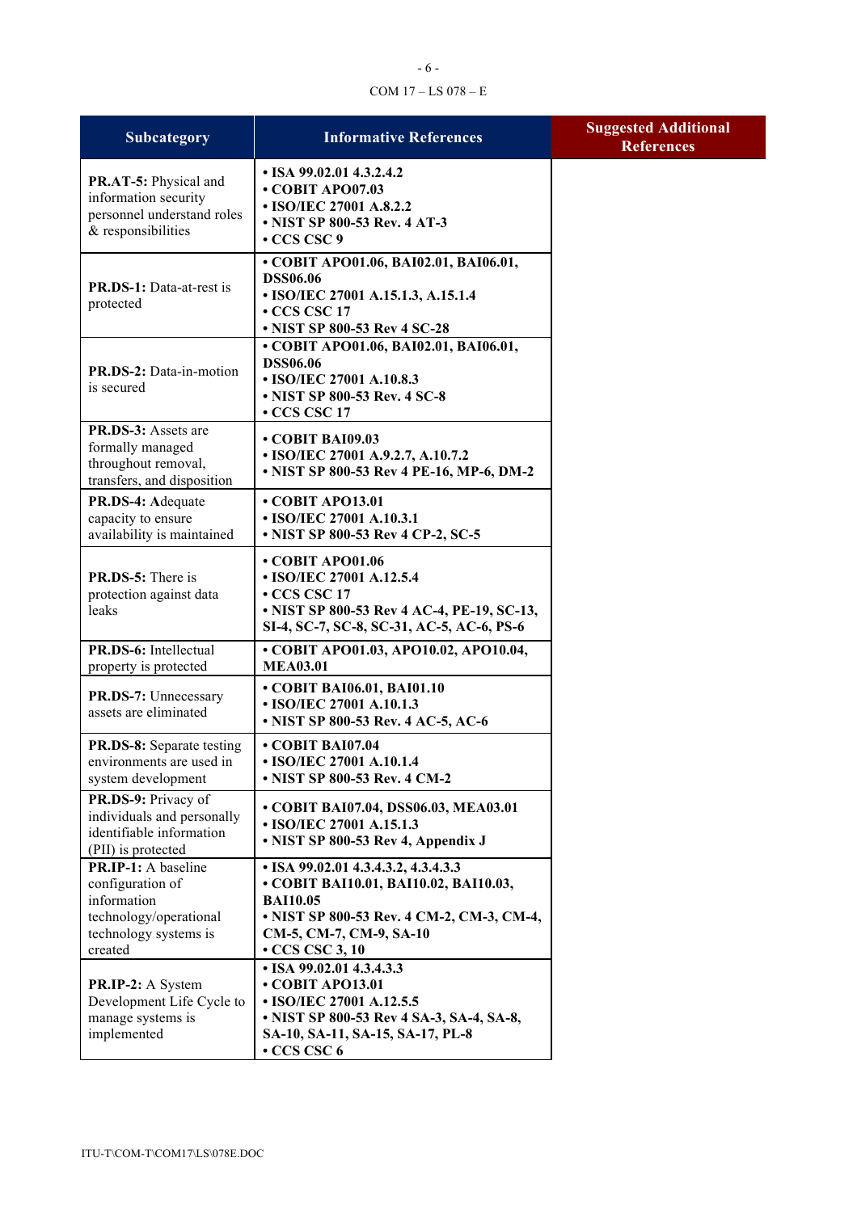| Subcategory | Informative References | Suggested Additional References |
|---|---|---|
| **PR.AT-5:** Physical and information security personnel understand roles & responsibilities | • **ISA 99.02.01 4.3.2.4.2**<br>• **COBIT APO07.03**<br>• **ISO/IEC 27001 A.8.2.2**<br>• **NIST SP 800-53 Rev. 4 AT-3**<br>• **CCS CSC 9** | |
| **PR.DS-1:** Data-at-rest is protected | • **COBIT APO01.06, BAI02.01, BAI06.01, DSS06.06**<br>• **ISO/IEC 27001 A.15.1.3, A.15.1.4**<br>• **CCS CSC 17**<br>• **NIST SP 800-53 Rev 4 SC-28** | |
| **PR.DS-2:** Data-in-motion is secured | • **COBIT APO01.06, BAI02.01, BAI06.01, DSS06.06**<br>• **ISO/IEC 27001 A.10.8.3**<br>• **NIST SP 800-53 Rev. 4 SC-8**<br>• **CCS CSC 17** | |
| **PR.DS-3:** Assets are formally managed throughout removal, transfers, and disposition | • **COBIT BAI09.03**<br>• **ISO/IEC 27001 A.9.2.7, A.10.7.2**<br>• **NIST SP 800-53 Rev 4 PE-16, MP-6, DM-2** | |
| **PR.DS-4:** Adequate capacity to ensure availability is maintained | • **COBIT APO13.01**<br>• **ISO/IEC 27001 A.10.3.1**<br>• **NIST SP 800-53 Rev 4 CP-2, SC-5** | |
| **PR.DS-5:** There is protection against data leaks | • **COBIT APO01.06**<br>• **ISO/IEC 27001 A.12.5.4**<br>• **CCS CSC 17**<br>• **NIST SP 800-53 Rev 4 AC-4, PE-19, SC-13, SI-4, SC-7, SC-8, SC-31, AC-5, AC-6, PS-6** | |
| **PR.DS-6:** Intellectual property is protected | • **COBIT APO01.03, APO10.02, APO10.04, MEA03.01** | |
| **PR.DS-7:** Unnecessary assets are eliminated | • **COBIT BAI06.01, BAI01.10**<br>• **ISO/IEC 27001 A.10.1.3**<br>• **NIST SP 800-53 Rev. 4 AC-5, AC-6** | |
| **PR.DS-8:** Separate testing environments are used in system development | • **COBIT BAI07.04**<br>• **ISO/IEC 27001 A.10.1.4**<br>• **NIST SP 800-53 Rev. 4 CM-2** | |
| **PR.DS-9:** Privacy of individuals and personally identifiable information (PII) is protected | • **COBIT BAI07.04, DSS06.03, MEA03.01**<br>• **ISO/IEC 27001 A.15.1.3**<br>• **NIST SP 800-53 Rev 4, Appendix J** | |
| **PR.IP-1:** A baseline configuration of information technology/operational technology systems is created | • **ISA 99.02.01 4.3.4.3.2, 4.3.4.3.3**<br>• **COBIT BAI10.01, BAI10.02, BAI10.03, BAI10.05**<br>• **NIST SP 800-53 Rev. 4 CM-2, CM-3, CM-4, CM-5, CM-7, CM-9, SA-10**<br>• **CCS CSC 3, 10** | |
| **PR.IP-2:** A System Development Life Cycle to manage systems is implemented | • **ISA 99.02.01 4.3.4.3.3**<br>• **COBIT APO13.01**<br>• **ISO/IEC 27001 A.12.5.5**<br>• **NIST SP 800-53 Rev 4 SA-3, SA-4, SA-8, SA-10, SA-11, SA-15, SA-17, PL-8**<br>• **CCS CSC 6** | |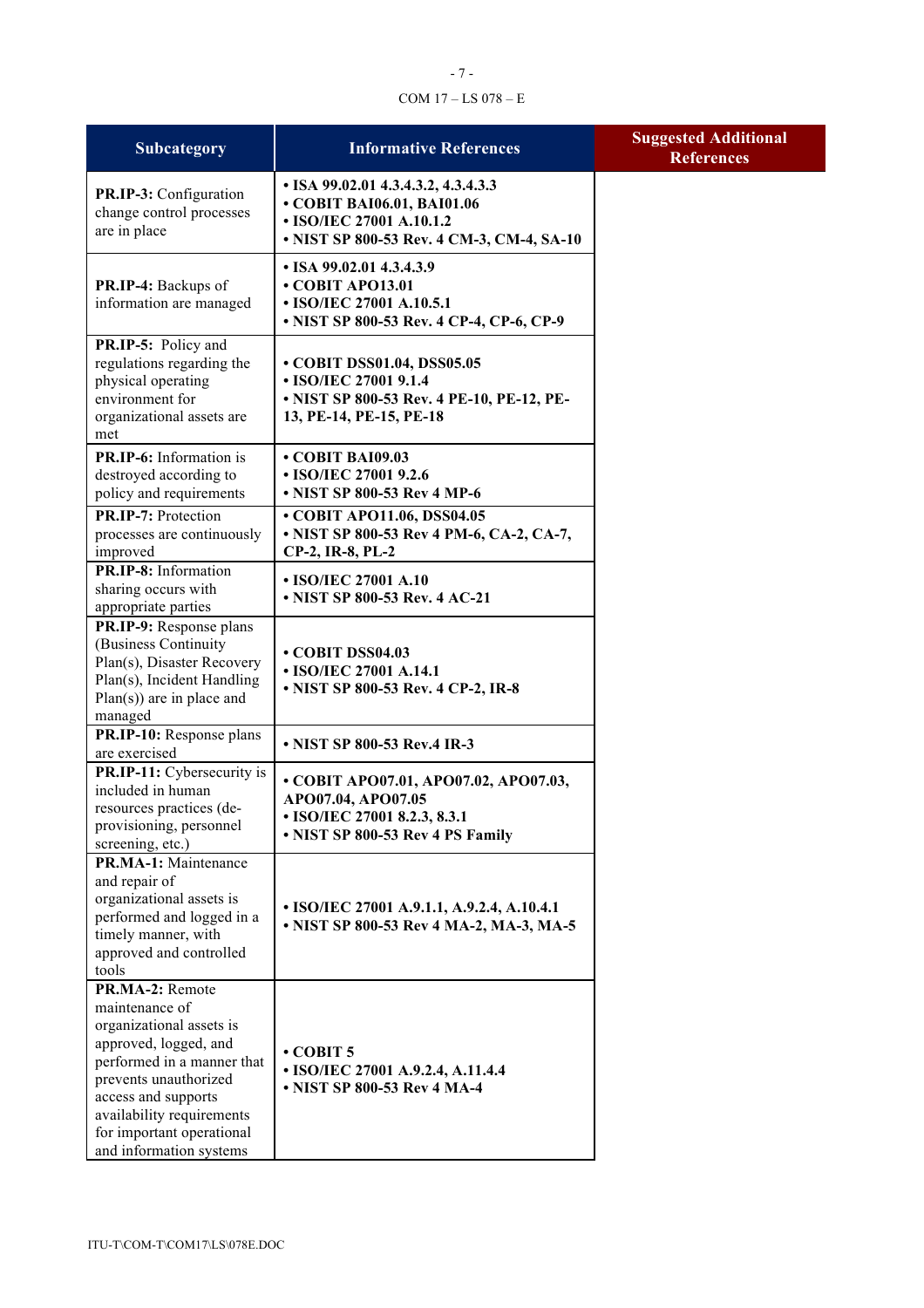| Subcategory | Informative References | Suggested Additional References |
|---|---|---|
| **PR.IP-3:** Configuration change control processes are in place | • **ISA 99.02.01 4.3.4.3.2, 4.3.4.3.3**<br>• **COBIT BAI06.01, BAI01.06**<br>• **ISO/IEC 27001 A.10.1.2**<br>• **NIST SP 800-53 Rev. 4 CM-3, CM-4, SA-10** | |
| **PR.IP-4:** Backups of information are managed | • **ISA 99.02.01 4.3.4.3.9**<br>• **COBIT APO13.01**<br>• **ISO/IEC 27001 A.10.5.1**<br>• **NIST SP 800-53 Rev. 4 CP-4, CP-6, CP-9** | |
| **PR.IP-5:** Policy and regulations regarding the physical operating environment for organizational assets are met | • **COBIT DSS01.04, DSS05.05**<br>• **ISO/IEC 27001 9.1.4**<br>• **NIST SP 800-53 Rev. 4 PE-10, PE-12, PE-13, PE-14, PE-15, PE-18** | |
| **PR.IP-6:** Information is destroyed according to policy and requirements | • **COBIT BAI09.03**<br>• **ISO/IEC 27001 9.2.6**<br>• **NIST SP 800-53 Rev 4 MP-6** | |
| **PR.IP-7:** Protection processes are continuously improved | • **COBIT APO11.06, DSS04.05**<br>• **NIST SP 800-53 Rev 4 PM-6, CA-2, CA-7, CP-2, IR-8, PL-2** | |
| **PR.IP-8:** Information sharing occurs with appropriate parties | • **ISO/IEC 27001 A.10**<br>• **NIST SP 800-53 Rev. 4 AC-21** | |
| **PR.IP-9:** Response plans (Business Continuity Plan(s), Disaster Recovery Plan(s), Incident Handling Plan(s)) are in place and managed | • **COBIT DSS04.03**<br>• **ISO/IEC 27001 A.14.1**<br>• **NIST SP 800-53 Rev. 4 CP-2, IR-8** | |
| **PR.IP-10:** Response plans are exercised | • **NIST SP 800-53 Rev.4 IR-3** | |
| **PR.IP-11:** Cybersecurity is included in human resources practices (de-provisioning, personnel screening, etc.) | • **COBIT APO07.01, APO07.02, APO07.03, APO07.04, APO07.05**<br>• **ISO/IEC 27001 8.2.3, 8.3.1**<br>• **NIST SP 800-53 Rev 4 PS Family** | |
| **PR.MA-1:** Maintenance and repair of organizational assets is performed and logged in a timely manner, with approved and controlled tools | • **ISO/IEC 27001 A.9.1.1, A.9.2.4, A.10.4.1**<br>• **NIST SP 800-53 Rev 4 MA-2, MA-3, MA-5** | |
| **PR.MA-2:** Remote maintenance of organizational assets is approved, logged, and performed in a manner that prevents unauthorized access and supports availability requirements for important operational and information systems | • **COBIT 5**<br>• **ISO/IEC 27001 A.9.2.4, A.11.4.4**<br>• **NIST SP 800-53 Rev 4 MA-4** | |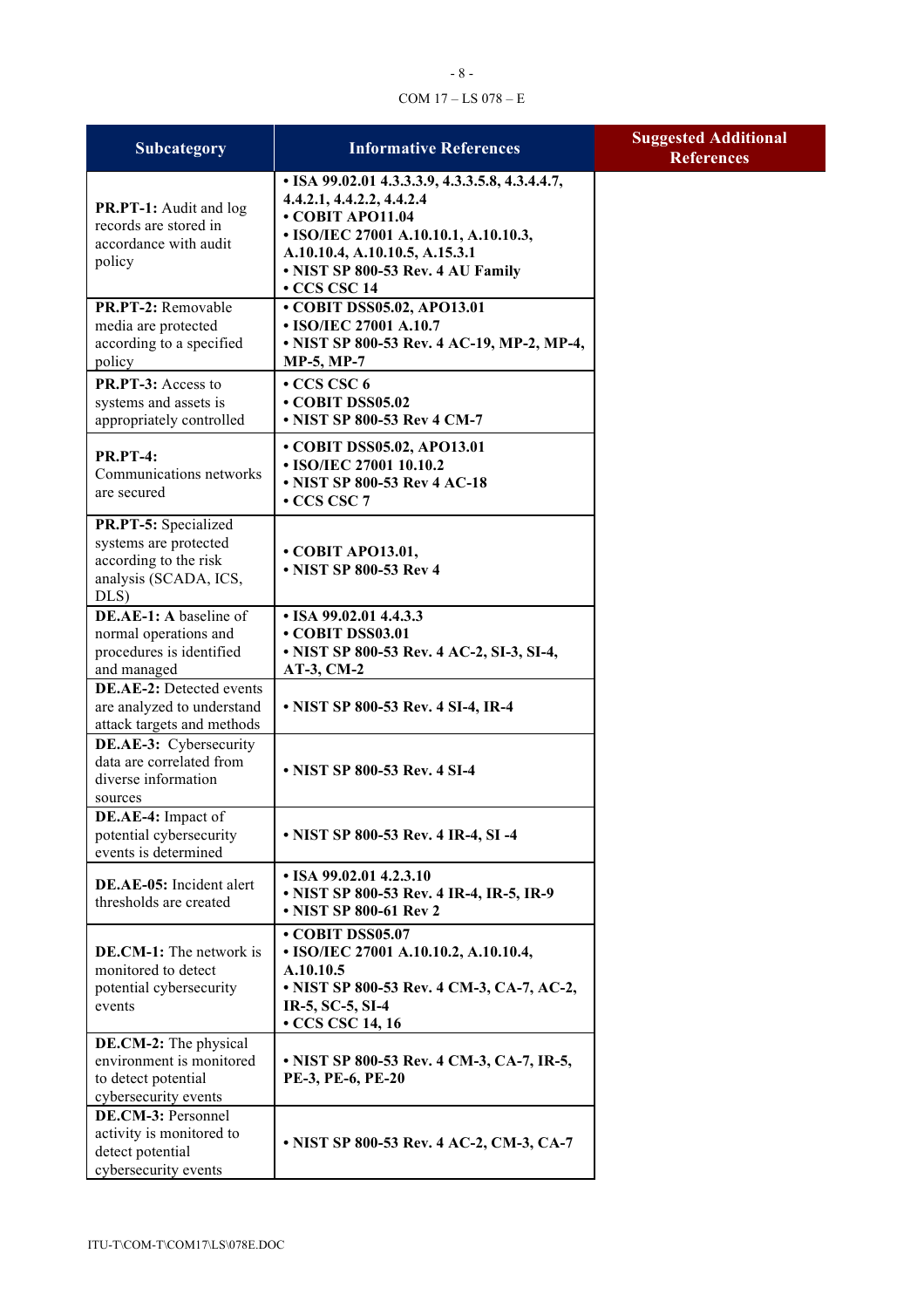| Subcategory | Informative References | Suggested Additional References |
|---|---|---|
| **PR.PT-1:** Audit and log records are stored in accordance with audit policy | **• ISA 99.02.01 4.3.3.3.9, 4.3.3.5.8, 4.3.4.4.7, 4.4.2.1, 4.4.2.2, 4.4.2.4**<br>**• COBIT APO11.04**<br>**• ISO/IEC 27001 A.10.10.1, A.10.10.3, A.10.10.4, A.10.10.5, A.15.3.1**<br>**• NIST SP 800-53 Rev. 4 AU Family**<br>**• CCS CSC 14** | |
| **PR.PT-2:** Removable media are protected according to a specified policy | **• COBIT DSS05.02, APO13.01**<br>**• ISO/IEC 27001 A.10.7**<br>**• NIST SP 800-53 Rev. 4 AC-19, MP-2, MP-4, MP-5, MP-7** | |
| **PR.PT-3:** Access to systems and assets is appropriately controlled | **• CCS CSC 6**<br>**• COBIT DSS05.02**<br>**• NIST SP 800-53 Rev 4 CM-7** | |
| **PR.PT-4:** Communications networks are secured | **• COBIT DSS05.02, APO13.01**<br>**• ISO/IEC 27001 10.10.2**<br>**• NIST SP 800-53 Rev 4 AC-18**<br>**• CCS CSC 7** | |
| **PR.PT-5:** Specialized systems are protected according to the risk analysis (SCADA, ICS, DLS) | **• COBIT APO13.01,**<br>**• NIST SP 800-53 Rev 4** | |
| **DE.AE-1: A** baseline of normal operations and procedures is identified and managed | **• ISA 99.02.01 4.4.3.3**<br>**• COBIT DSS03.01**<br>**• NIST SP 800-53 Rev. 4 AC-2, SI-3, SI-4, AT-3, CM-2** | |
| **DE.AE-2:** Detected events are analyzed to understand attack targets and methods | **• NIST SP 800-53 Rev. 4 SI-4, IR-4** | |
| **DE.AE-3:** Cybersecurity data are correlated from diverse information sources | **• NIST SP 800-53 Rev. 4 SI-4** | |
| **DE.AE-4:** Impact of potential cybersecurity events is determined | **• NIST SP 800-53 Rev. 4 IR-4, SI -4** | |
| **DE.AE-05:** Incident alert thresholds are created | **• ISA 99.02.01 4.2.3.10**<br>**• NIST SP 800-53 Rev. 4 IR-4, IR-5, IR-9**<br>**• NIST SP 800-61 Rev 2** | |
| **DE.CM-1:** The network is monitored to detect potential cybersecurity events | **• COBIT DSS05.07**<br>**• ISO/IEC 27001 A.10.10.2, A.10.10.4, A.10.10.5**<br>**• NIST SP 800-53 Rev. 4 CM-3, CA-7, AC-2, IR-5, SC-5, SI-4**<br>**• CCS CSC 14, 16** | |
| **DE.CM-2:** The physical environment is monitored to detect potential cybersecurity events | **• NIST SP 800-53 Rev. 4 CM-3, CA-7, IR-5, PE-3, PE-6, PE-20** | |
| **DE.CM-3:** Personnel activity is monitored to detect potential cybersecurity events | **• NIST SP 800-53 Rev. 4 AC-2, CM-3, CA-7** | |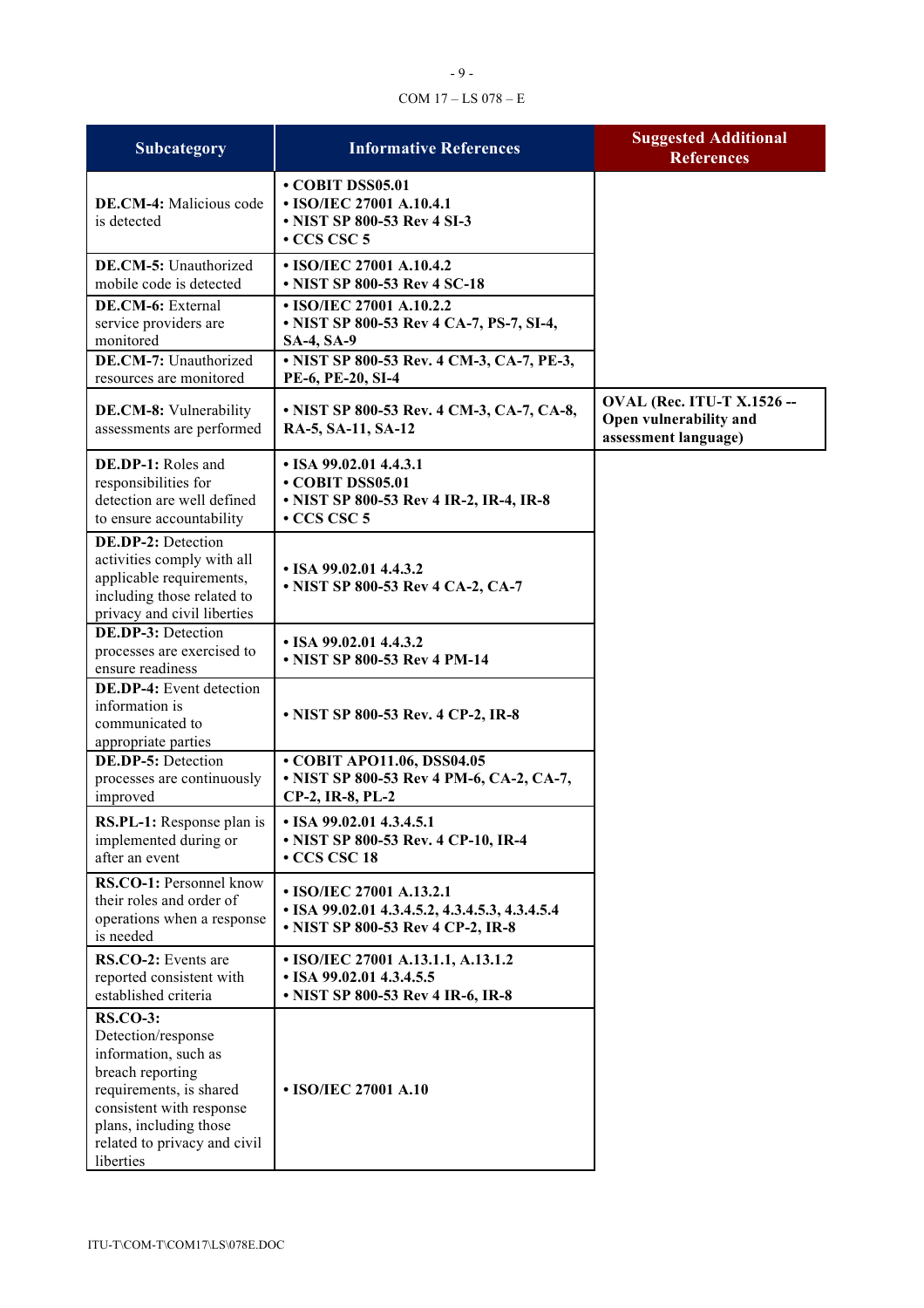| Subcategory | Informative References | Suggested Additional References |
|---|---|---|
| **DE.CM-4:** Malicious code is detected | • COBIT DSS05.01<br>• ISO/IEC 27001 A.10.4.1<br>• NIST SP 800-53 Rev 4 SI-3<br>• CCS CSC 5 | |
| **DE.CM-5:** Unauthorized mobile code is detected | • ISO/IEC 27001 A.10.4.2<br>• NIST SP 800-53 Rev 4 SC-18 | |
| **DE.CM-6:** External service providers are monitored | • ISO/IEC 27001 A.10.2.2<br>• NIST SP 800-53 Rev 4 CA-7, PS-7, SI-4, SA-4, SA-9 | |
| **DE.CM-7:** Unauthorized resources are monitored | • NIST SP 800-53 Rev. 4 CM-3, CA-7, PE-3, PE-6, PE-20, SI-4 | |
| **DE.CM-8:** Vulnerability assessments are performed | • NIST SP 800-53 Rev. 4 CM-3, CA-7, CA-8, RA-5, SA-11, SA-12 | OVAL (Rec. ITU-T X.1526 -- Open vulnerability and assessment language) |
| **DE.DP-1:** Roles and responsibilities for detection are well defined to ensure accountability | • ISA 99.02.01 4.4.3.1<br>• COBIT DSS05.01<br>• NIST SP 800-53 Rev 4 IR-2, IR-4, IR-8<br>• CCS CSC 5 | |
| **DE.DP-2:** Detection activities comply with all applicable requirements, including those related to privacy and civil liberties | • ISA 99.02.01 4.4.3.2<br>• NIST SP 800-53 Rev 4 CA-2, CA-7 | |
| **DE.DP-3:** Detection processes are exercised to ensure readiness | • ISA 99.02.01 4.4.3.2<br>• NIST SP 800-53 Rev 4 PM-14 | |
| **DE.DP-4:** Event detection information is communicated to appropriate parties | • NIST SP 800-53 Rev. 4 CP-2, IR-8 | |
| **DE.DP-5:** Detection processes are continuously improved | • COBIT APO11.06, DSS04.05<br>• NIST SP 800-53 Rev 4 PM-6, CA-2, CA-7, CP-2, IR-8, PL-2 | |
| **RS.PL-1:** Response plan is implemented during or after an event | • ISA 99.02.01 4.3.4.5.1<br>• NIST SP 800-53 Rev. 4 CP-10, IR-4<br>• CCS CSC 18 | |
| **RS.CO-1:** Personnel know their roles and order of operations when a response is needed | • ISO/IEC 27001 A.13.2.1<br>• ISA 99.02.01 4.3.4.5.2, 4.3.4.5.3, 4.3.4.5.4<br>• NIST SP 800-53 Rev 4 CP-2, IR-8 | |
| **RS.CO-2:** Events are reported consistent with established criteria | • ISO/IEC 27001 A.13.1.1, A.13.1.2<br>• ISA 99.02.01 4.3.4.5.5<br>• NIST SP 800-53 Rev 4 IR-6, IR-8 | |
| **RS.CO-3:** Detection/response information, such as breach reporting requirements, is shared consistent with response plans, including those related to privacy and civil liberties | • ISO/IEC 27001 A.10 | |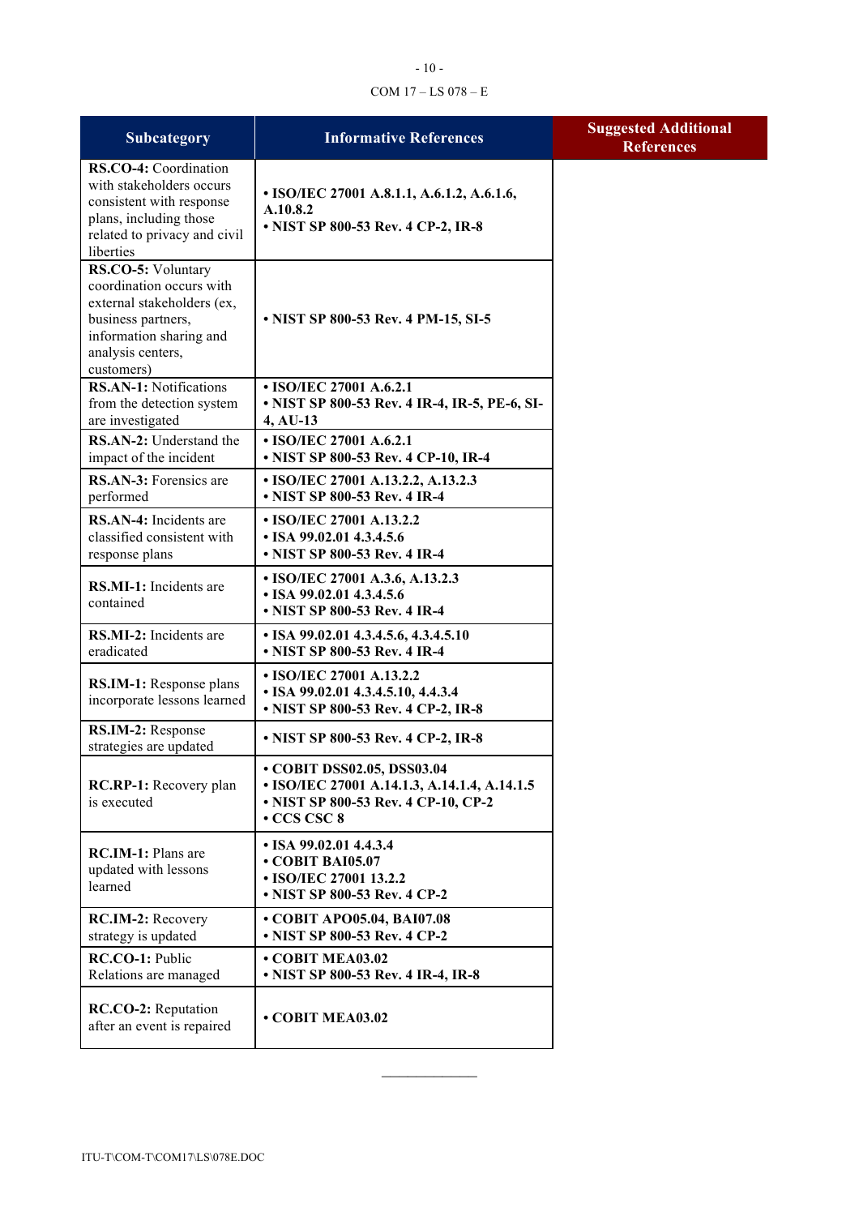| Subcategory | Informative References | Suggested Additional References |
|---|---|---|
| **RS.CO-4:** Coordination with stakeholders occurs consistent with response plans, including those related to privacy and civil liberties | **• ISO/IEC 27001 A.8.1.1, A.6.1.2, A.6.1.6, A.10.8.2**<br>**• NIST SP 800-53 Rev. 4 CP-2, IR-8** | |
| **RS.CO-5:** Voluntary coordination occurs with external stakeholders (ex, business partners, information sharing and analysis centers, customers) | **• NIST SP 800-53 Rev. 4 PM-15, SI-5** | |
| **RS.AN-1:** Notifications from the detection system are investigated | **• ISO/IEC 27001 A.6.2.1**<br>**• NIST SP 800-53 Rev. 4 IR-4, IR-5, PE-6, SI-4, AU-13** | |
| **RS.AN-2:** Understand the impact of the incident | **• ISO/IEC 27001 A.6.2.1**<br>**• NIST SP 800-53 Rev. 4 CP-10, IR-4** | |
| **RS.AN-3:** Forensics are performed | **• ISO/IEC 27001 A.13.2.2, A.13.2.3**<br>**• NIST SP 800-53 Rev. 4 IR-4** | |
| **RS.AN-4:** Incidents are classified consistent with response plans | **• ISO/IEC 27001 A.13.2.2**<br>**• ISA 99.02.01 4.3.4.5.6**<br>**• NIST SP 800-53 Rev. 4 IR-4** | |
| **RS.MI-1:** Incidents are contained | **• ISO/IEC 27001 A.3.6, A.13.2.3**<br>**• ISA 99.02.01 4.3.4.5.6**<br>**• NIST SP 800-53 Rev. 4 IR-4** | |
| **RS.MI-2:** Incidents are eradicated | **• ISA 99.02.01 4.3.4.5.6, 4.3.4.5.10**<br>**• NIST SP 800-53 Rev. 4 IR-4** | |
| **RS.IM-1:** Response plans incorporate lessons learned | **• ISO/IEC 27001 A.13.2.2**<br>**• ISA 99.02.01 4.3.4.5.10, 4.4.3.4**<br>**• NIST SP 800-53 Rev. 4 CP-2, IR-8** | |
| **RS.IM-2:** Response strategies are updated | **• NIST SP 800-53 Rev. 4 CP-2, IR-8** | |
| **RC.RP-1:** Recovery plan is executed | **• COBIT DSS02.05, DSS03.04**<br>**• ISO/IEC 27001 A.14.1.3, A.14.1.4, A.14.1.5**<br>**• NIST SP 800-53 Rev. 4 CP-10, CP-2**<br>**• CCS CSC 8** | |
| **RC.IM-1:** Plans are updated with lessons learned | **• ISA 99.02.01 4.4.3.4**<br>**• COBIT BAI05.07**<br>**• ISO/IEC 27001 13.2.2**<br>**• NIST SP 800-53 Rev. 4 CP-2** | |
| **RC.IM-2:** Recovery strategy is updated | **• COBIT APO05.04, BAI07.08**<br>**• NIST SP 800-53 Rev. 4 CP-2** | |
| **RC.CO-1:** Public Relations are managed | **• COBIT MEA03.02**<br>**• NIST SP 800-53 Rev. 4 IR-4, IR-8** | |
| **RC.CO-2:** Reputation after an event is repaired | **• COBIT MEA03.02** | |

______________